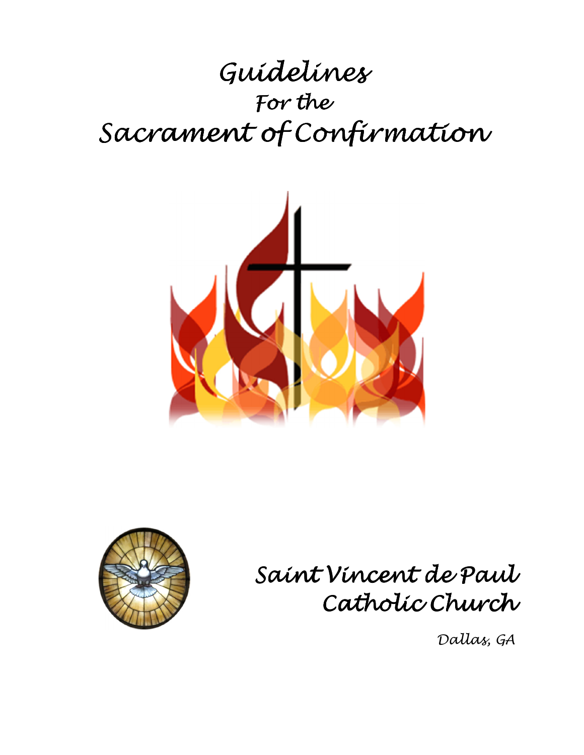# Guidelines

## For the

# Sacrament of Confirmation

## Saint Vincent de Paul Catholic Church

*Dallas, GA*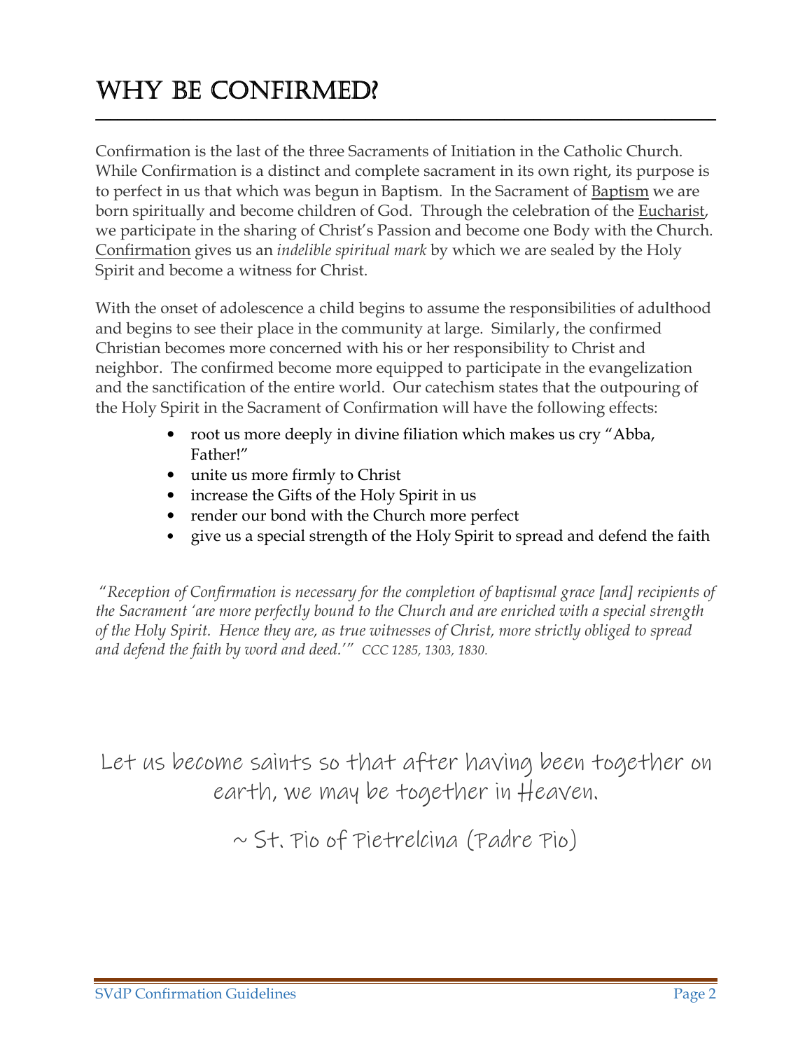# Why Be Confirmed?

Confirmation is the last of the three Sacraments of Initiation in the Catholic Church. While Confirmation is a distinct and complete sacrament in its own right, its purpose is to perfect in us that which was begun in Baptism. In the Sacrament of Baptism we are born spiritually and become children of God. Through the celebration of the Eucharist, we participate in the sharing of Christ's Passion and become one Body with the Church. Confirmation gives us an *indelible spiritual mark* by which we are sealed by the Holy Spirit and become a witness for Christ.

With the onset of adolescence a child begins to assume the responsibilities of adulthood and begins to see their place in the community at large. Similarly, the confirmed Christian becomes more concerned with his or her responsibility to Christ and neighbor. The confirmed become more equipped to participate in the evangelization and the sanctification of the entire world. Our catechism states that the outpouring of the Holy Spirit in the Sacrament of Confirmation will have the following effects:

- root us more deeply in divine filiation which makes us cry "Abba, Father!"
- unite us more firmly to Christ
- increase the Gifts of the Holy Spirit in us
- render our bond with the Church more perfect
- give us a special strength of the Holy Spirit to spread and defend the faith

*"Reception of Confirmation is necessary for the completion of baptismal grace [and] recipients of the Sacrament 'are more perfectly bound to the Church and are enriched with a special strength of the Holy Spirit. Hence they are, as true witnesses of Christ, more strictly obliged to spread and defend the faith by word and deed.'"* *CCC 1285, 1303, 1830.*

Let us become saints so that after having been together on earth, we may be together in Heaven.

~ St. Pio of Pietrelcina (Padre Pio)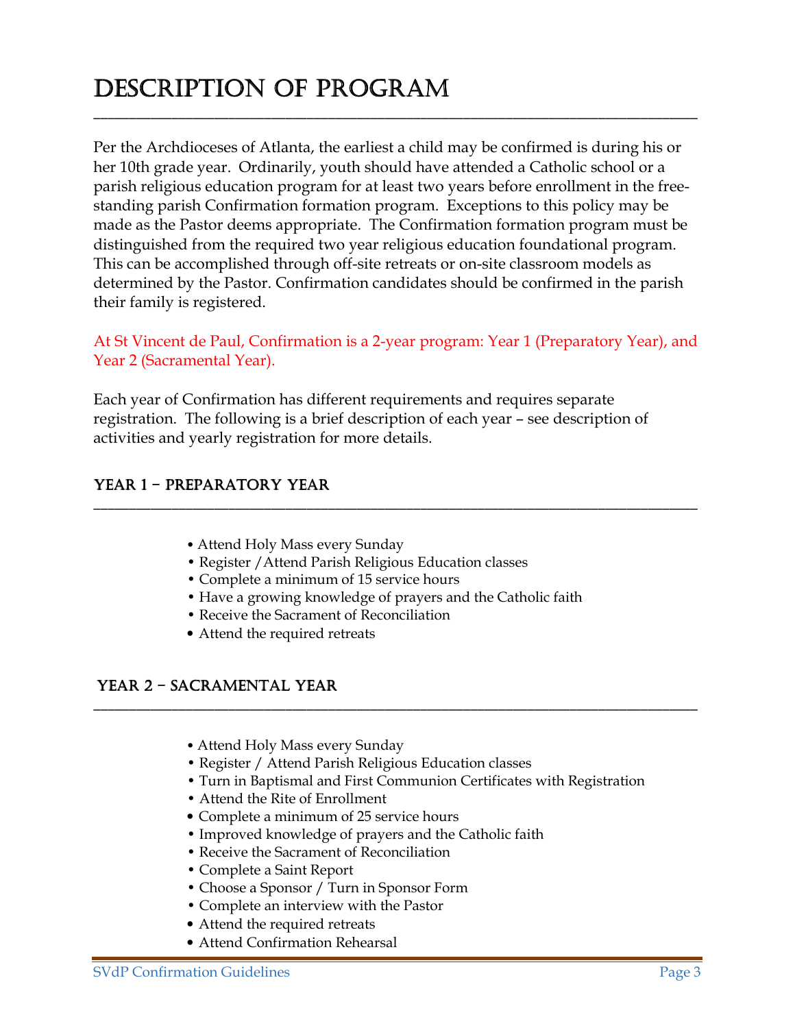# Description of Program

Per the Archdioceses of Atlanta, the earliest a child may be confirmed is during his or her 10th grade year. Ordinarily, youth should have attended a Catholic school or a parish religious education program for at least two years before enrollment in the free-standing parish Confirmation formation program. Exceptions to this policy may be made as the Pastor deems appropriate. The Confirmation formation program must be distinguished from the required two year religious education foundational program. This can be accomplished through off-site retreats or on-site classroom models as determined by the Pastor. Confirmation candidates should be confirmed in the parish their family is registered.

At St Vincent de Paul, Confirmation is a 2-year program: Year 1 (Preparatory Year), and Year 2 (Sacramental Year).

Each year of Confirmation has different requirements and requires separate registration. The following is a brief description of each year – see description of activities and yearly registration for more details.

## Year 1 – Preparatory Year

- Attend Holy Mass every Sunday
- Register /Attend Parish Religious Education classes
- Complete a minimum of 15 service hours
- Have a growing knowledge of prayers and the Catholic faith
- Receive the Sacrament of Reconciliation
- Attend the required retreats

## Year 2 – Sacramental Year

- Attend Holy Mass every Sunday
- Register / Attend Parish Religious Education classes
- Turn in Baptismal and First Communion Certificates with Registration
- Attend the Rite of Enrollment
- Complete a minimum of 25 service hours
- Improved knowledge of prayers and the Catholic faith
- Receive the Sacrament of Reconciliation
- Complete a Saint Report
- Choose a Sponsor / Turn in Sponsor Form
- Complete an interview with the Pastor
- Attend the required retreats
- Attend Confirmation Rehearsal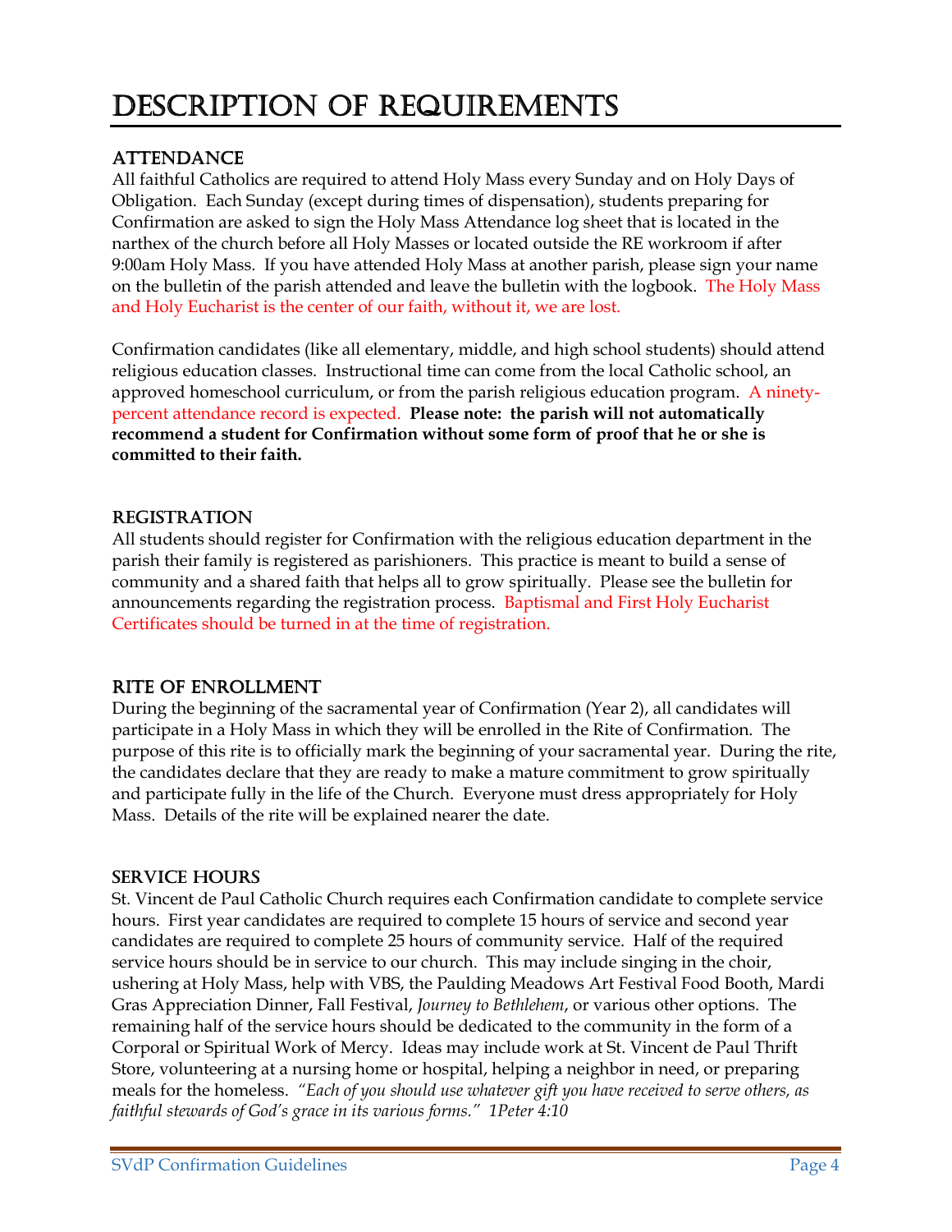# Description of Requirements

## Attendance

All faithful Catholics are required to attend Holy Mass every Sunday and on Holy Days of Obligation. Each Sunday (except during times of dispensation), students preparing for Confirmation are asked to sign the Holy Mass Attendance log sheet that is located in the narthex of the church before all Holy Masses or located outside the RE workroom if after 9:00am Holy Mass. If you have attended Holy Mass at another parish, please sign your name on the bulletin of the parish attended and leave the bulletin with the logbook. The Holy Mass and Holy Eucharist is the center of our faith, without it, we are lost.

Confirmation candidates (like all elementary, middle, and high school students) should attend religious education classes. Instructional time can come from the local Catholic school, an approved homeschool curriculum, or from the parish religious education program. A ninety-percent attendance record is expected. **Please note: the parish will not automatically recommend a student for Confirmation without some form of proof that he or she is committed to their faith.**

## Registration

All students should register for Confirmation with the religious education department in the parish their family is registered as parishioners. This practice is meant to build a sense of community and a shared faith that helps all to grow spiritually. Please see the bulletin for announcements regarding the registration process. Baptismal and First Holy Eucharist Certificates should be turned in at the time of registration.

## Rite of Enrollment

During the beginning of the sacramental year of Confirmation (Year 2), all candidates will participate in a Holy Mass in which they will be enrolled in the Rite of Confirmation. The purpose of this rite is to officially mark the beginning of your sacramental year. During the rite, the candidates declare that they are ready to make a mature commitment to grow spiritually and participate fully in the life of the Church. Everyone must dress appropriately for Holy Mass. Details of the rite will be explained nearer the date.

## Service Hours

St. Vincent de Paul Catholic Church requires each Confirmation candidate to complete service hours. First year candidates are required to complete 15 hours of service and second year candidates are required to complete 25 hours of community service. Half of the required service hours should be in service to our church. This may include singing in the choir, ushering at Holy Mass, help with VBS, the Paulding Meadows Art Festival Food Booth, Mardi Gras Appreciation Dinner, Fall Festival, *Journey to Bethlehem*, or various other options. The remaining half of the service hours should be dedicated to the community in the form of a Corporal or Spiritual Work of Mercy. Ideas may include work at St. Vincent de Paul Thrift Store, volunteering at a nursing home or hospital, helping a neighbor in need, or preparing meals for the homeless. *"Each of you should use whatever gift you have received to serve others, as faithful stewards of God's grace in its various forms." 1Peter 4:10*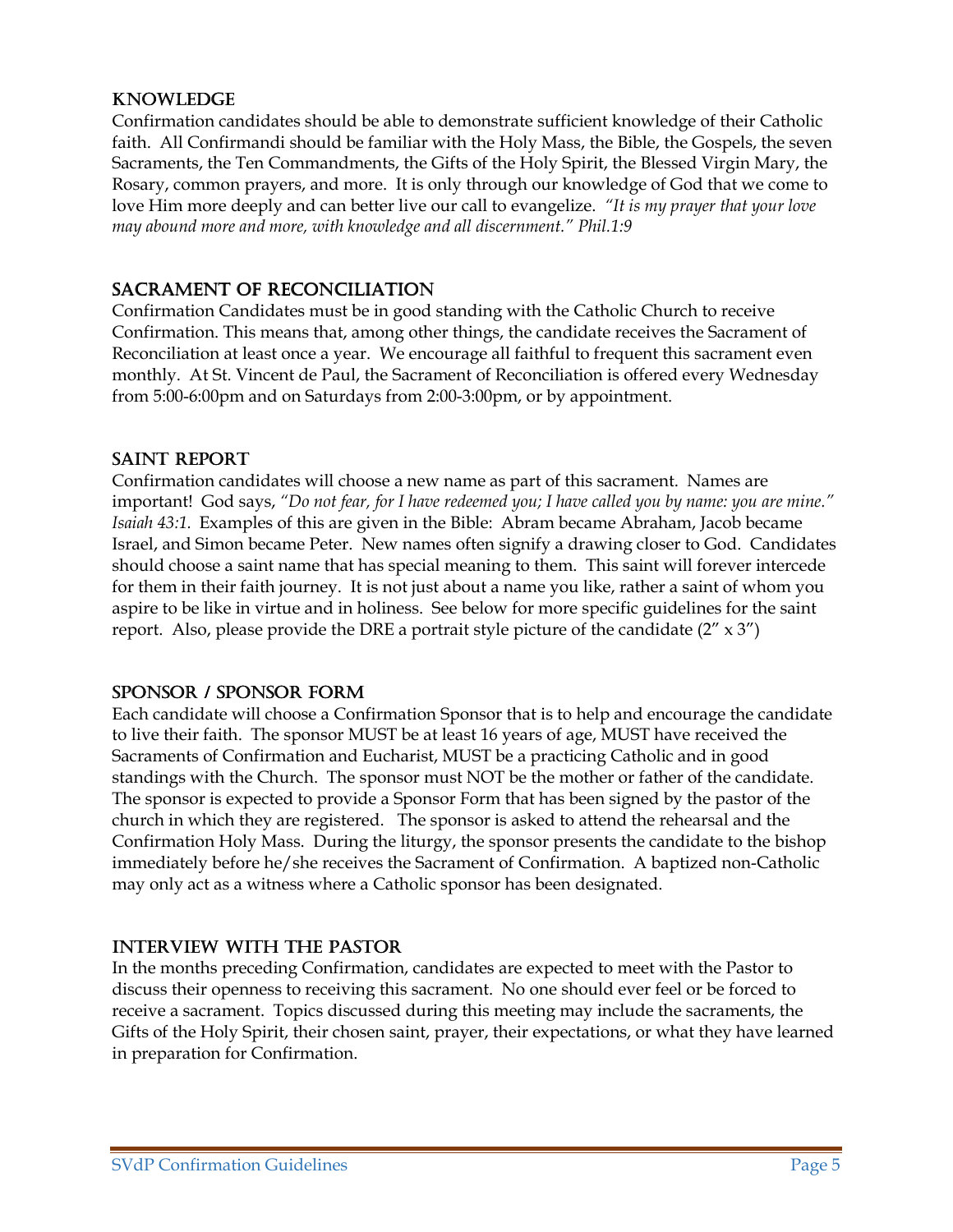## Knowledge

Confirmation candidates should be able to demonstrate sufficient knowledge of their Catholic faith. All Confirmandi should be familiar with the Holy Mass, the Bible, the Gospels, the seven Sacraments, the Ten Commandments, the Gifts of the Holy Spirit, the Blessed Virgin Mary, the Rosary, common prayers, and more. It is only through our knowledge of God that we come to love Him more deeply and can better live our call to evangelize. *"It is my prayer that your love may abound more and more, with knowledge and all discernment." Phil.1:9*

## Sacrament of Reconciliation

Confirmation Candidates must be in good standing with the Catholic Church to receive Confirmation. This means that, among other things, the candidate receives the Sacrament of Reconciliation at least once a year. We encourage all faithful to frequent this sacrament even monthly. At St. Vincent de Paul, the Sacrament of Reconciliation is offered every Wednesday from 5:00-6:00pm and on Saturdays from 2:00-3:00pm, or by appointment.

## Saint Report

Confirmation candidates will choose a new name as part of this sacrament. Names are important! God says, "*Do not fear, for I have redeemed you; I have called you by name: you are mine." Isaiah 43:1.* Examples of this are given in the Bible: Abram became Abraham, Jacob became Israel, and Simon became Peter. New names often signify a drawing closer to God. Candidates should choose a saint name that has special meaning to them. This saint will forever intercede for them in their faith journey. It is not just about a name you like, rather a saint of whom you aspire to be like in virtue and in holiness. See below for more specific guidelines for the saint report. Also, please provide the DRE a portrait style picture of the candidate (2" x 3")

## Sponsor / Sponsor Form

Each candidate will choose a Confirmation Sponsor that is to help and encourage the candidate to live their faith. The sponsor MUST be at least 16 years of age, MUST have received the Sacraments of Confirmation and Eucharist, MUST be a practicing Catholic and in good standings with the Church. The sponsor must NOT be the mother or father of the candidate. The sponsor is expected to provide a Sponsor Form that has been signed by the pastor of the church in which they are registered. The sponsor is asked to attend the rehearsal and the Confirmation Holy Mass. During the liturgy, the sponsor presents the candidate to the bishop immediately before he/she receives the Sacrament of Confirmation. A baptized non-Catholic may only act as a witness where a Catholic sponsor has been designated.

## Interview with the Pastor

In the months preceding Confirmation, candidates are expected to meet with the Pastor to discuss their openness to receiving this sacrament. No one should ever feel or be forced to receive a sacrament. Topics discussed during this meeting may include the sacraments, the Gifts of the Holy Spirit, their chosen saint, prayer, their expectations, or what they have learned in preparation for Confirmation.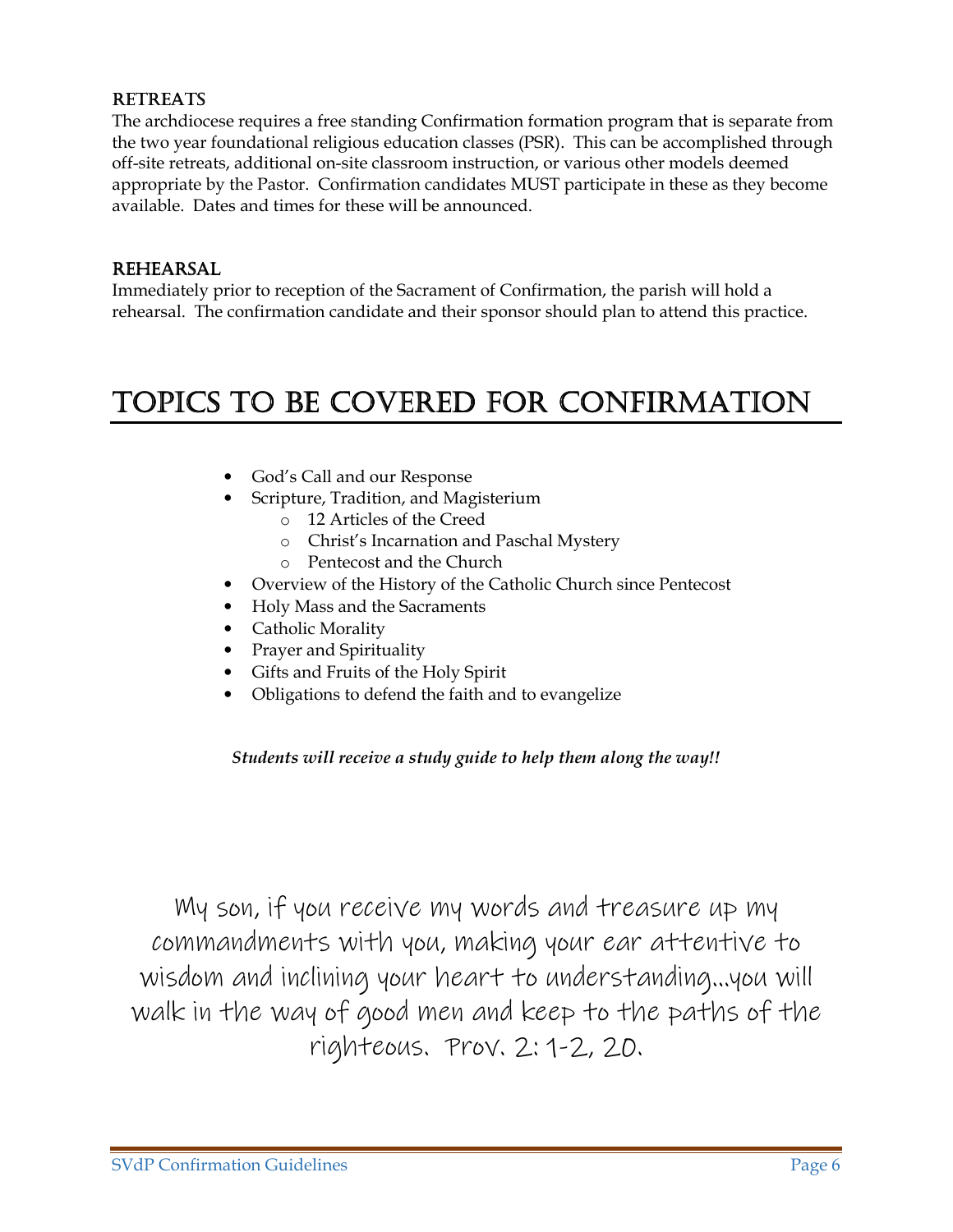### RETREATS

The archdiocese requires a free standing Confirmation formation program that is separate from the two year foundational religious education classes (PSR). This can be accomplished through off-site retreats, additional on-site classroom instruction, or various other models deemed appropriate by the Pastor. Confirmation candidates MUST participate in these as they become available. Dates and times for these will be announced.

### REHEARSAL

Immediately prior to reception of the Sacrament of Confirmation, the parish will hold a rehearsal. The confirmation candidate and their sponsor should plan to attend this practice.

## TOPICS TO BE COVERED FOR CONFIRMATION

- God's Call and our Response
- Scripture, Tradition, and Magisterium
  - 12 Articles of the Creed
  - Christ's Incarnation and Paschal Mystery
  - Pentecost and the Church
- Overview of the History of the Catholic Church since Pentecost
- Holy Mass and the Sacraments
- Catholic Morality
- Prayer and Spirituality
- Gifts and Fruits of the Holy Spirit
- Obligations to defend the faith and to evangelize

***Students will receive a study guide to help them along the way!!***

My son, if you receive my words and treasure up my commandments with you, making your ear attentive to wisdom and inclining your heart to understanding…you will walk in the way of good men and keep to the paths of the righteous. Prov. 2: 1-2, 20.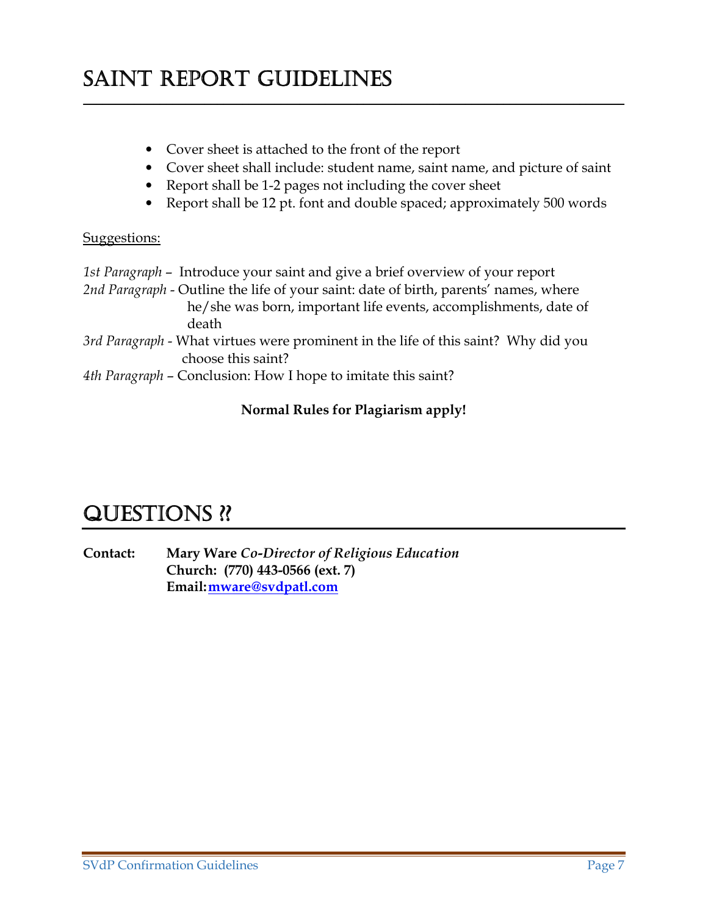# Saint Report Guidelines

- Cover sheet is attached to the front of the report
- Cover sheet shall include: student name, saint name, and picture of saint
- Report shall be 1-2 pages not including the cover sheet
- Report shall be 12 pt. font and double spaced; approximately 500 words

Suggestions:

*1st Paragraph* – Introduce your saint and give a brief overview of your report
*2nd Paragraph* - Outline the life of your saint: date of birth, parents' names, where he/she was born, important life events, accomplishments, date of death
*3rd Paragraph* - What virtues were prominent in the life of this saint? Why did you choose this saint?
*4th Paragraph* – Conclusion: How I hope to imitate this saint?

**Normal Rules for Plagiarism apply!**

# Questions ⁇

**Contact:** **Mary Ware *Co-Director of Religious Education***
**Church: (770) 443-0566 (ext. 7)**
**Email: mware@svdpatl.com**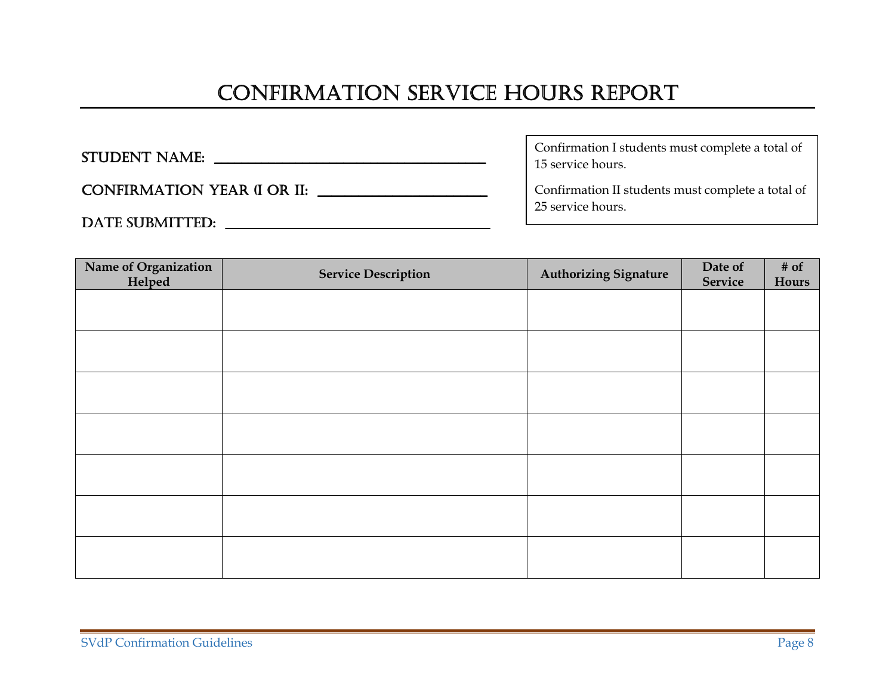# CONFIRMATION SERVICE HOURS REPORT

STUDENT NAME: ______________________________

CONFIRMATION YEAR (I OR II: ____________________

DATE SUBMITTED: ______________________________

Confirmation I students must complete a total of 15 service hours.

Confirmation II students must complete a total of 25 service hours.

| Name of Organization Helped | Service Description | Authorizing Signature | Date of Service | # of Hours |
|---|---|---|---|---|
| | | | | |
| | | | | |
| | | | | |
| | | | | |
| | | | | |
| | | | | |
| | | | | |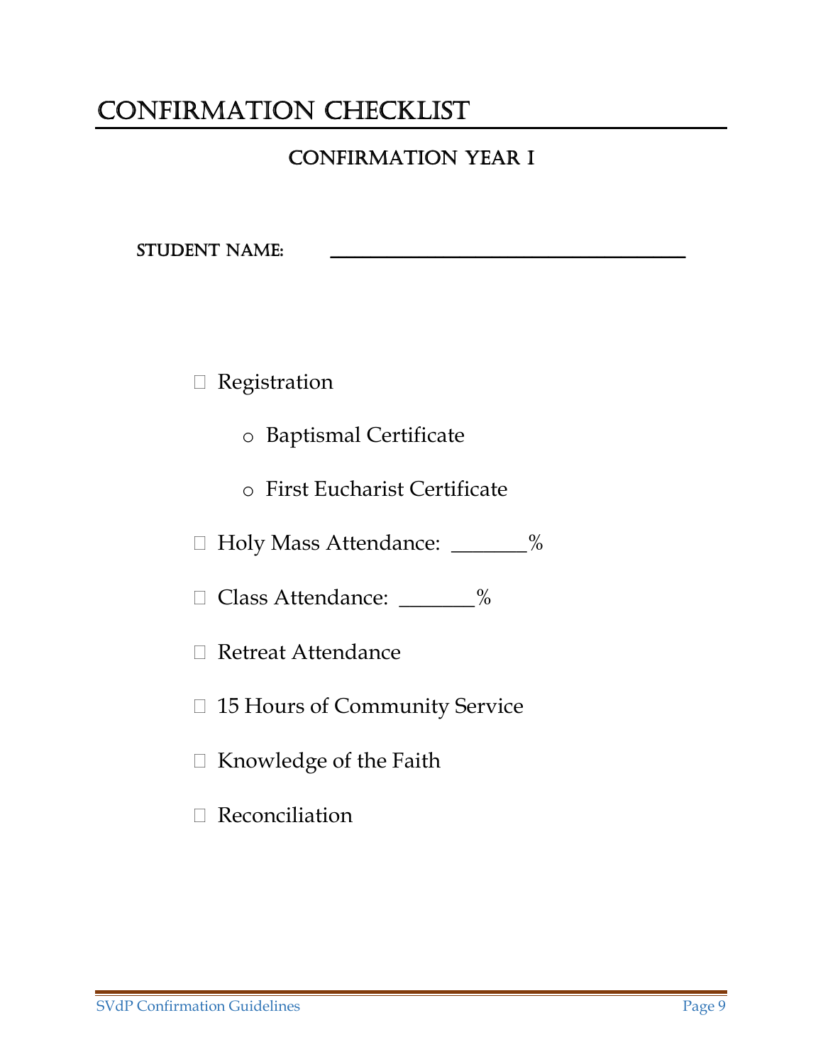# Confirmation Checklist

## Confirmation Year I

**STUDENT NAME:** ______________________________

- ☐ Registration
  - o Baptismal Certificate
  - o First Eucharist Certificate
- ☐ Holy Mass Attendance: _______%
- ☐ Class Attendance: _______%
- ☐ Retreat Attendance
- ☐ 15 Hours of Community Service
- ☐ Knowledge of the Faith
- ☐ Reconciliation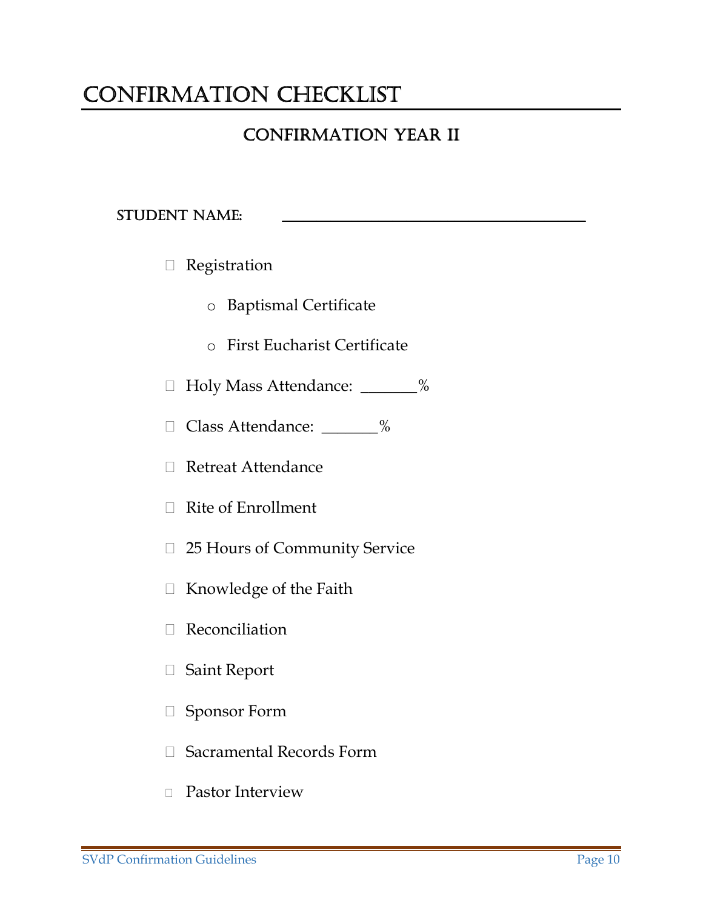# Confirmation Checklist

## Confirmation Year II

**STUDENT NAME:** ________________________________________

- ☐ Registration
  - o Baptismal Certificate
  - o First Eucharist Certificate
- ☐ Holy Mass Attendance: _______%
- ☐ Class Attendance: _______%
- ☐ Retreat Attendance
- ☐ Rite of Enrollment
- ☐ 25 Hours of Community Service
- ☐ Knowledge of the Faith
- ☐ Reconciliation
- ☐ Saint Report
- ☐ Sponsor Form
- ☐ Sacramental Records Form
- ☐ Pastor Interview